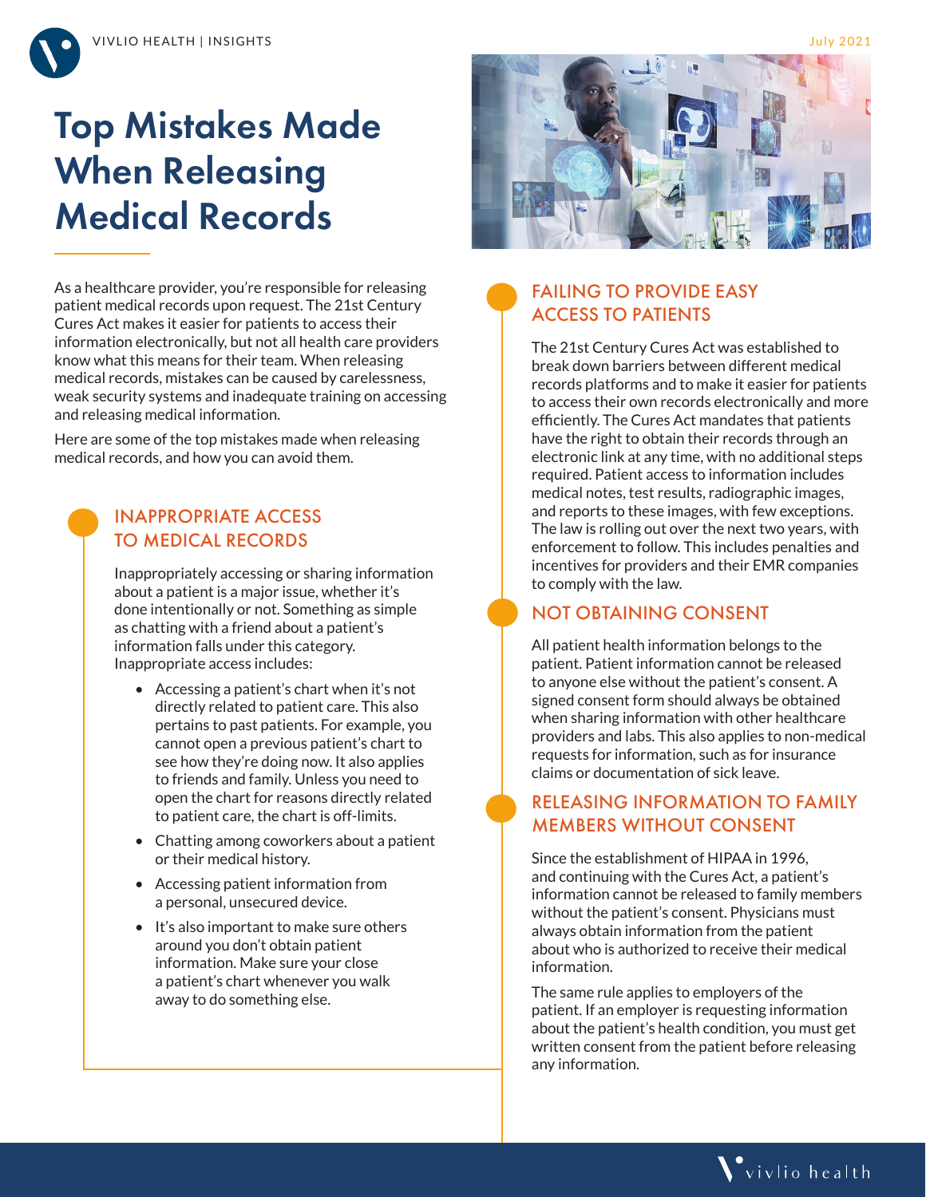VIVLIO HEALTH | INSIGHTS

July 2021

# Top Mistakes Made When Releasing Medical Records

As a healthcare provider, you're responsible for releasing patient medical records upon request. The 21st Century Cures Act makes it easier for patients to access their information electronically, but not all health care providers know what this means for their team. When releasing medical records, mistakes can be caused by carelessness, weak security systems and inadequate training on accessing and releasing medical information.

Here are some of the top mistakes made when releasing medical records, and how you can avoid them.

## INAPPROPRIATE ACCESS TO MEDICAL RECORDS

Inappropriately accessing or sharing information about a patient is a major issue, whether it's done intentionally or not. Something as simple as chatting with a friend about a patient's information falls under this category. Inappropriate access includes:

- Accessing a patient's chart when it's not directly related to patient care. This also pertains to past patients. For example, you cannot open a previous patient's chart to see how they're doing now. It also applies to friends and family. Unless you need to open the chart for reasons directly related to patient care, the chart is off-limits.
- Chatting among coworkers about a patient or their medical history.
- Accessing patient information from a personal, unsecured device.
- It's also important to make sure others around you don't obtain patient information. Make sure your close a patient's chart whenever you walk away to do something else.

## FAILING TO PROVIDE EASY ACCESS TO PATIENTS

The 21st Century Cures Act was established to break down barriers between different medical records platforms and to make it easier for patients to access their own records electronically and more efficiently. The Cures Act mandates that patients have the right to obtain their records through an electronic link at any time, with no additional steps required. Patient access to information includes medical notes, test results, radiographic images, and reports to these images, with few exceptions. The law is rolling out over the next two years, with enforcement to follow. This includes penalties and incentives for providers and their EMR companies to comply with the law.

## NOT OBTAINING CONSENT

All patient health information belongs to the patient. Patient information cannot be released to anyone else without the patient's consent. A signed consent form should always be obtained when sharing information with other healthcare providers and labs. This also applies to non-medical requests for information, such as for insurance claims or documentation of sick leave.

## RELEASING INFORMATION TO FAMILY MEMBERS WITHOUT CONSENT

Since the establishment of HIPAA in 1996, and continuing with the Cures Act, a patient's information cannot be released to family members without the patient's consent. Physicians must always obtain information from the patient about who is authorized to receive their medical information.

The same rule applies to employers of the patient. If an employer is requesting information about the patient's health condition, you must get written consent from the patient before releasing any information.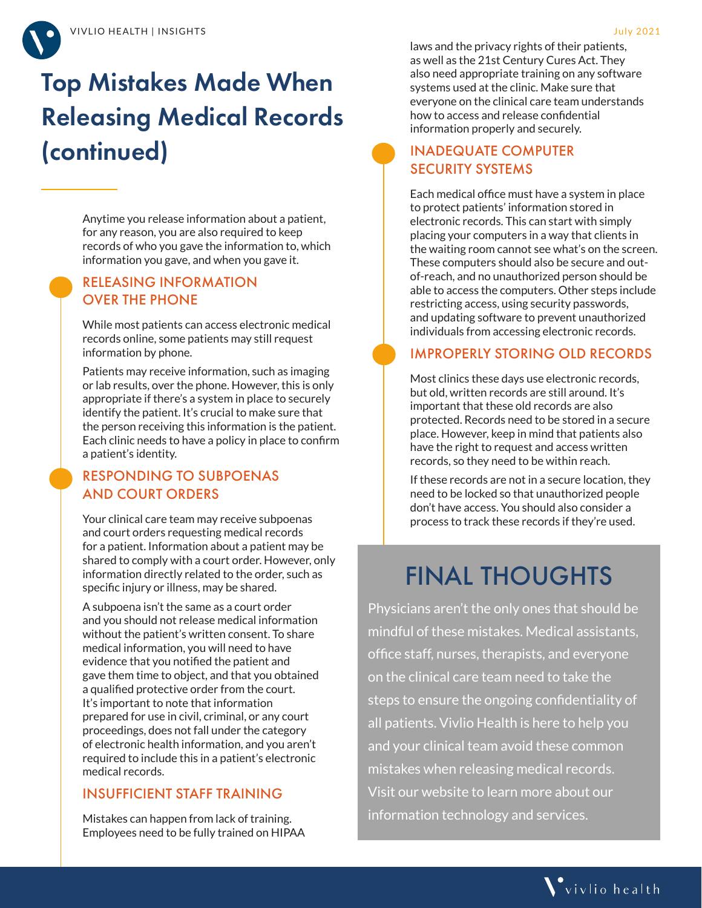# Top Mistakes Made When Releasing Medical Records (continued)

Anytime you release information about a patient, for any reason, you are also required to keep records of who you gave the information to, which information you gave, and when you gave it.

## RELEASING INFORMATION OVER THE PHONE

While most patients can access electronic medical records online, some patients may still request information by phone.

Patients may receive information, such as imaging or lab results, over the phone. However, this is only appropriate if there's a system in place to securely identify the patient. It's crucial to make sure that the person receiving this information is the patient. Each clinic needs to have a policy in place to confirm a patient's identity.

## RESPONDING TO SUBPOENAS AND COURT ORDERS

Your clinical care team may receive subpoenas and court orders requesting medical records for a patient. Information about a patient may be shared to comply with a court order. However, only information directly related to the order, such as specific injury or illness, may be shared.

A subpoena isn't the same as a court order and you should not release medical information without the patient's written consent. To share medical information, you will need to have evidence that you notified the patient and gave them time to object, and that you obtained a qualified protective order from the court. It's important to note that information prepared for use in civil, criminal, or any court proceedings, does not fall under the category of electronic health information, and you aren't required to include this in a patient's electronic medical records.

## INSUFFICIENT STAFF TRAINING

Mistakes can happen from lack of training. Employees need to be fully trained on HIPAA laws and the privacy rights of their patients, as well as the 21st Century Cures Act. They also need appropriate training on any software systems used at the clinic. Make sure that everyone on the clinical care team understands how to access and release confidential information properly and securely.

## INADEQUATE COMPUTER SECURITY SYSTEMS

Each medical office must have a system in place to protect patients' information stored in electronic records. This can start with simply placing your computers in a way that clients in the waiting room cannot see what's on the screen. These computers should also be secure and out-of-reach, and no unauthorized person should be able to access the computers. Other steps include restricting access, using security passwords, and updating software to prevent unauthorized individuals from accessing electronic records.

## IMPROPERLY STORING OLD RECORDS

Most clinics these days use electronic records, but old, written records are still around. It's important that these old records are also protected. Records need to be stored in a secure place. However, keep in mind that patients also have the right to request and access written records, so they need to be within reach.

If these records are not in a secure location, they need to be locked so that unauthorized people don't have access. You should also consider a process to track these records if they're used.

## FINAL THOUGHTS

Physicians aren't the only ones that should be mindful of these mistakes. Medical assistants, office staff, nurses, therapists, and everyone on the clinical care team need to take the steps to ensure the ongoing confidentiality of all patients. Vivlio Health is here to help you and your clinical team avoid these common mistakes when releasing medical records. Visit our website to learn more about our information technology and services.